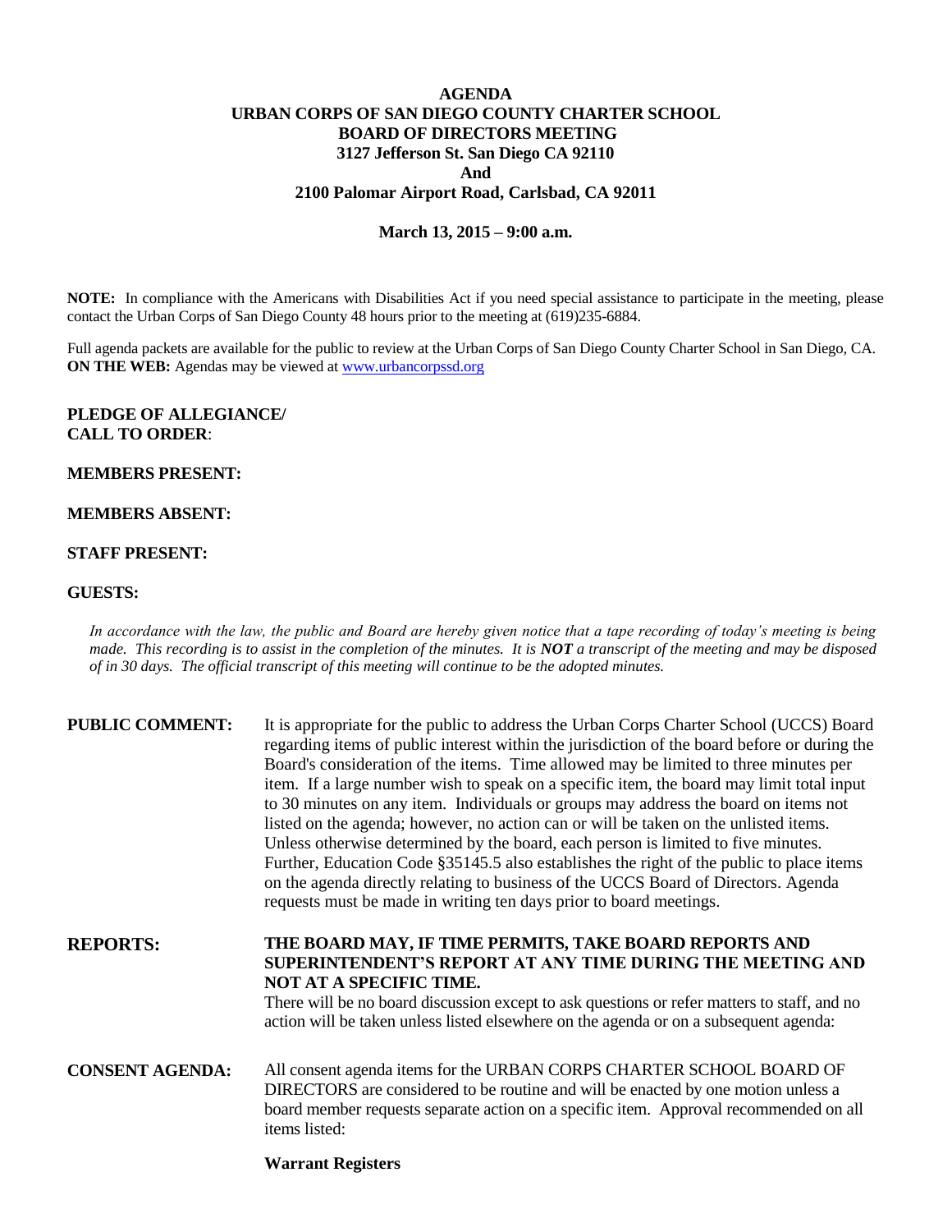# AGENDA

## URBAN CORPS OF SAN DIEGO COUNTY CHARTER SCHOOL
## BOARD OF DIRECTORS MEETING
## 3127 Jefferson St. San Diego CA 92110
## And
## 2100 Palomar Airport Road, Carlsbad, CA 92011

**March 13, 2015 – 9:00 a.m.**

**NOTE:** In compliance with the Americans with Disabilities Act if you need special assistance to participate in the meeting, please contact the Urban Corps of San Diego County 48 hours prior to the meeting at (619)235-6884.

Full agenda packets are available for the public to review at the Urban Corps of San Diego County Charter School in San Diego, CA.
**ON THE WEB:** Agendas may be viewed at www.urbancorpssd.org

**PLEDGE OF ALLEGIANCE/**
**CALL TO ORDER**:

**MEMBERS PRESENT:**

**MEMBERS ABSENT:**

**STAFF PRESENT:**

**GUESTS:**

*In accordance with the law, the public and Board are hereby given notice that a tape recording of today's meeting is being made. This recording is to assist in the completion of the minutes. It is **NOT** a transcript of the meeting and may be disposed of in 30 days. The official transcript of this meeting will continue to be the adopted minutes.*

**PUBLIC COMMENT:** It is appropriate for the public to address the Urban Corps Charter School (UCCS) Board regarding items of public interest within the jurisdiction of the board before or during the Board's consideration of the items. Time allowed may be limited to three minutes per item. If a large number wish to speak on a specific item, the board may limit total input to 30 minutes on any item. Individuals or groups may address the board on items not listed on the agenda; however, no action can or will be taken on the unlisted items. Unless otherwise determined by the board, each person is limited to five minutes. Further, Education Code §35145.5 also establishes the right of the public to place items on the agenda directly relating to business of the UCCS Board of Directors. Agenda requests must be made in writing ten days prior to board meetings.

**REPORTS:** **THE BOARD MAY, IF TIME PERMITS, TAKE BOARD REPORTS AND SUPERINTENDENT'S REPORT AT ANY TIME DURING THE MEETING AND NOT AT A SPECIFIC TIME.**
There will be no board discussion except to ask questions or refer matters to staff, and no action will be taken unless listed elsewhere on the agenda or on a subsequent agenda:

**CONSENT AGENDA:** All consent agenda items for the URBAN CORPS CHARTER SCHOOL BOARD OF DIRECTORS are considered to be routine and will be enacted by one motion unless a board member requests separate action on a specific item. Approval recommended on all items listed:

**Warrant Registers**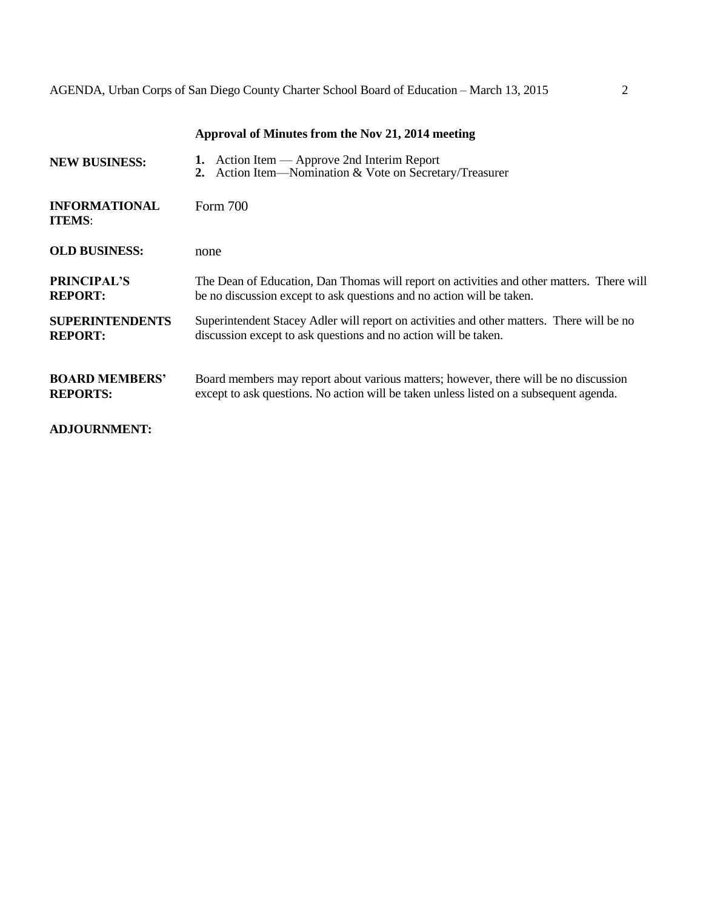**Approval of Minutes from the Nov 21, 2014 meeting**

**NEW BUSINESS:**

1. Action Item — Approve 2nd Interim Report
2. Action Item—Nomination & Vote on Secretary/Treasurer

**INFORMATIONAL ITEMS**: Form 700

**OLD BUSINESS:** none

**PRINCIPAL'S REPORT:** The Dean of Education, Dan Thomas will report on activities and other matters. There will be no discussion except to ask questions and no action will be taken.

**SUPERINTENDENTS REPORT:** Superintendent Stacey Adler will report on activities and other matters. There will be no discussion except to ask questions and no action will be taken.

**BOARD MEMBERS' REPORTS:** Board members may report about various matters; however, there will be no discussion except to ask questions. No action will be taken unless listed on a subsequent agenda.

**ADJOURNMENT:**